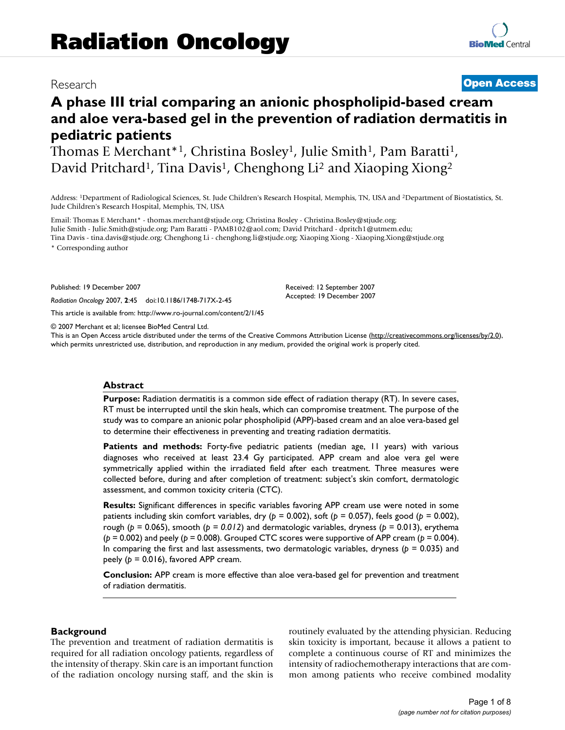# Radiation Oncology

Research

**Open Access**

## A phase III trial comparing an anionic phospholipid-based cream and aloe vera-based gel in the prevention of radiation dermatitis in pediatric patients

Thomas E Merchant*[1], Christina Bosley[1], Julie Smith[1], Pam Baratti[1], David Pritchard[1], Tina Davis[1], Chenghong Li[2] and Xiaoping Xiong[2]

Address: [1]Department of Radiological Sciences, St. Jude Children's Research Hospital, Memphis, TN, USA and [2]Department of Biostatistics, St. Jude Children's Research Hospital, Memphis, TN, USA

Email: Thomas E Merchant* - thomas.merchant@stjude.org; Christina Bosley - Christina.Bosley@stjude.org; Julie Smith - Julie.Smith@stjude.org; Pam Baratti - PAMB102@aol.com; David Pritchard - dpritch1@utmem.edu; Tina Davis - tina.davis@stjude.org; Chenghong Li - chenghong.li@stjude.org; Xiaoping Xiong - Xiaoping.Xiong@stjude.org

* Corresponding author

Published: 19 December 2007

*Radiation Oncology* 2007, **2**:45 doi:10.1186/1748-717X-2-45

Received: 12 September 2007
Accepted: 19 December 2007

This article is available from: http://www.ro-journal.com/content/2/1/45

© 2007 Merchant et al; licensee BioMed Central Ltd.
This is an Open Access article distributed under the terms of the Creative Commons Attribution License (http://creativecommons.org/licenses/by/2.0), which permits unrestricted use, distribution, and reproduction in any medium, provided the original work is properly cited.

### Abstract

**Purpose:** Radiation dermatitis is a common side effect of radiation therapy (RT). In severe cases, RT must be interrupted until the skin heals, which can compromise treatment. The purpose of the study was to compare an anionic polar phospholipid (APP)-based cream and an aloe vera-based gel to determine their effectiveness in preventing and treating radiation dermatitis.

**Patients and methods:** Forty-five pediatric patients (median age, 11 years) with various diagnoses who received at least 23.4 Gy participated. APP cream and aloe vera gel were symmetrically applied within the irradiated field after each treatment. Three measures were collected before, during and after completion of treatment: subject's skin comfort, dermatologic assessment, and common toxicity criteria (CTC).

**Results:** Significant differences in specific variables favoring APP cream use were noted in some patients including skin comfort variables, dry ($p$ = 0.002), soft ($p$ = 0.057), feels good ($p$ = 0.002), rough ($p$ = 0.065), smooth ($p$ = *0.012*) and dermatologic variables, dryness ($p$ = 0.013), erythema ($p$ = 0.002) and peely ($p$ = 0.008). Grouped CTC scores were supportive of APP cream ($p$ = 0.004). In comparing the first and last assessments, two dermatologic variables, dryness ($p$ = 0.035) and peely ($p$ = 0.016), favored APP cream.

**Conclusion:** APP cream is more effective than aloe vera-based gel for prevention and treatment of radiation dermatitis.

## Background

The prevention and treatment of radiation dermatitis is required for all radiation oncology patients, regardless of the intensity of therapy. Skin care is an important function of the radiation oncology nursing staff, and the skin is routinely evaluated by the attending physician. Reducing skin toxicity is important, because it allows a patient to complete a continuous course of RT and minimizes the intensity of radiochemotherapy interactions that are common among patients who receive combined modality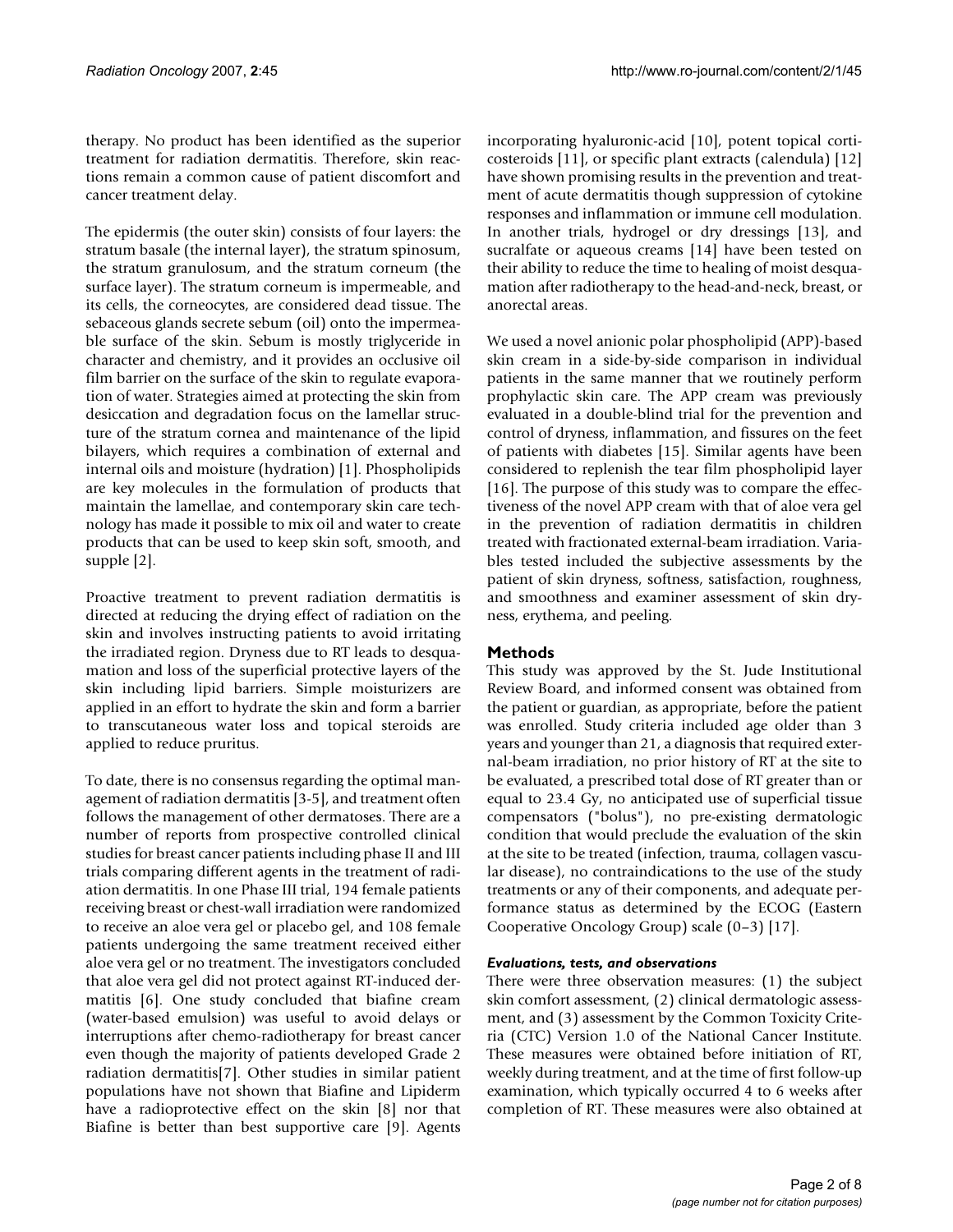therapy. No product has been identified as the superior treatment for radiation dermatitis. Therefore, skin reactions remain a common cause of patient discomfort and cancer treatment delay.

The epidermis (the outer skin) consists of four layers: the stratum basale (the internal layer), the stratum spinosum, the stratum granulosum, and the stratum corneum (the surface layer). The stratum corneum is impermeable, and its cells, the corneocytes, are considered dead tissue. The sebaceous glands secrete sebum (oil) onto the impermeable surface of the skin. Sebum is mostly triglyceride in character and chemistry, and it provides an occlusive oil film barrier on the surface of the skin to regulate evaporation of water. Strategies aimed at protecting the skin from desiccation and degradation focus on the lamellar structure of the stratum cornea and maintenance of the lipid bilayers, which requires a combination of external and internal oils and moisture (hydration) [1]. Phospholipids are key molecules in the formulation of products that maintain the lamellae, and contemporary skin care technology has made it possible to mix oil and water to create products that can be used to keep skin soft, smooth, and supple [2].

Proactive treatment to prevent radiation dermatitis is directed at reducing the drying effect of radiation on the skin and involves instructing patients to avoid irritating the irradiated region. Dryness due to RT leads to desquamation and loss of the superficial protective layers of the skin including lipid barriers. Simple moisturizers are applied in an effort to hydrate the skin and form a barrier to transcutaneous water loss and topical steroids are applied to reduce pruritus.

To date, there is no consensus regarding the optimal management of radiation dermatitis [3-5], and treatment often follows the management of other dermatoses. There are a number of reports from prospective controlled clinical studies for breast cancer patients including phase II and III trials comparing different agents in the treatment of radiation dermatitis. In one Phase III trial, 194 female patients receiving breast or chest-wall irradiation were randomized to receive an aloe vera gel or placebo gel, and 108 female patients undergoing the same treatment received either aloe vera gel or no treatment. The investigators concluded that aloe vera gel did not protect against RT-induced dermatitis [6]. One study concluded that biafine cream (water-based emulsion) was useful to avoid delays or interruptions after chemo-radiotherapy for breast cancer even though the majority of patients developed Grade 2 radiation dermatitis[7]. Other studies in similar patient populations have not shown that Biafine and Lipiderm have a radioprotective effect on the skin [8] nor that Biafine is better than best supportive care [9]. Agents incorporating hyaluronic-acid [10], potent topical corticosteroids [11], or specific plant extracts (calendula) [12] have shown promising results in the prevention and treatment of acute dermatitis though suppression of cytokine responses and inflammation or immune cell modulation. In another trials, hydrogel or dry dressings [13], and sucralfate or aqueous creams [14] have been tested on their ability to reduce the time to healing of moist desquamation after radiotherapy to the head-and-neck, breast, or anorectal areas.

We used a novel anionic polar phospholipid (APP)-based skin cream in a side-by-side comparison in individual patients in the same manner that we routinely perform prophylactic skin care. The APP cream was previously evaluated in a double-blind trial for the prevention and control of dryness, inflammation, and fissures on the feet of patients with diabetes [15]. Similar agents have been considered to replenish the tear film phospholipid layer [16]. The purpose of this study was to compare the effectiveness of the novel APP cream with that of aloe vera gel in the prevention of radiation dermatitis in children treated with fractionated external-beam irradiation. Variables tested included the subjective assessments by the patient of skin dryness, softness, satisfaction, roughness, and smoothness and examiner assessment of skin dryness, erythema, and peeling.

## Methods

This study was approved by the St. Jude Institutional Review Board, and informed consent was obtained from the patient or guardian, as appropriate, before the patient was enrolled. Study criteria included age older than 3 years and younger than 21, a diagnosis that required external-beam irradiation, no prior history of RT at the site to be evaluated, a prescribed total dose of RT greater than or equal to 23.4 Gy, no anticipated use of superficial tissue compensators ("bolus"), no pre-existing dermatologic condition that would preclude the evaluation of the skin at the site to be treated (infection, trauma, collagen vascular disease), no contraindications to the use of the study treatments or any of their components, and adequate performance status as determined by the ECOG (Eastern Cooperative Oncology Group) scale (0–3) [17].

### *Evaluations, tests, and observations*

There were three observation measures: (1) the subject skin comfort assessment, (2) clinical dermatologic assessment, and (3) assessment by the Common Toxicity Criteria (CTC) Version 1.0 of the National Cancer Institute. These measures were obtained before initiation of RT, weekly during treatment, and at the time of first follow-up examination, which typically occurred 4 to 6 weeks after completion of RT. These measures were also obtained at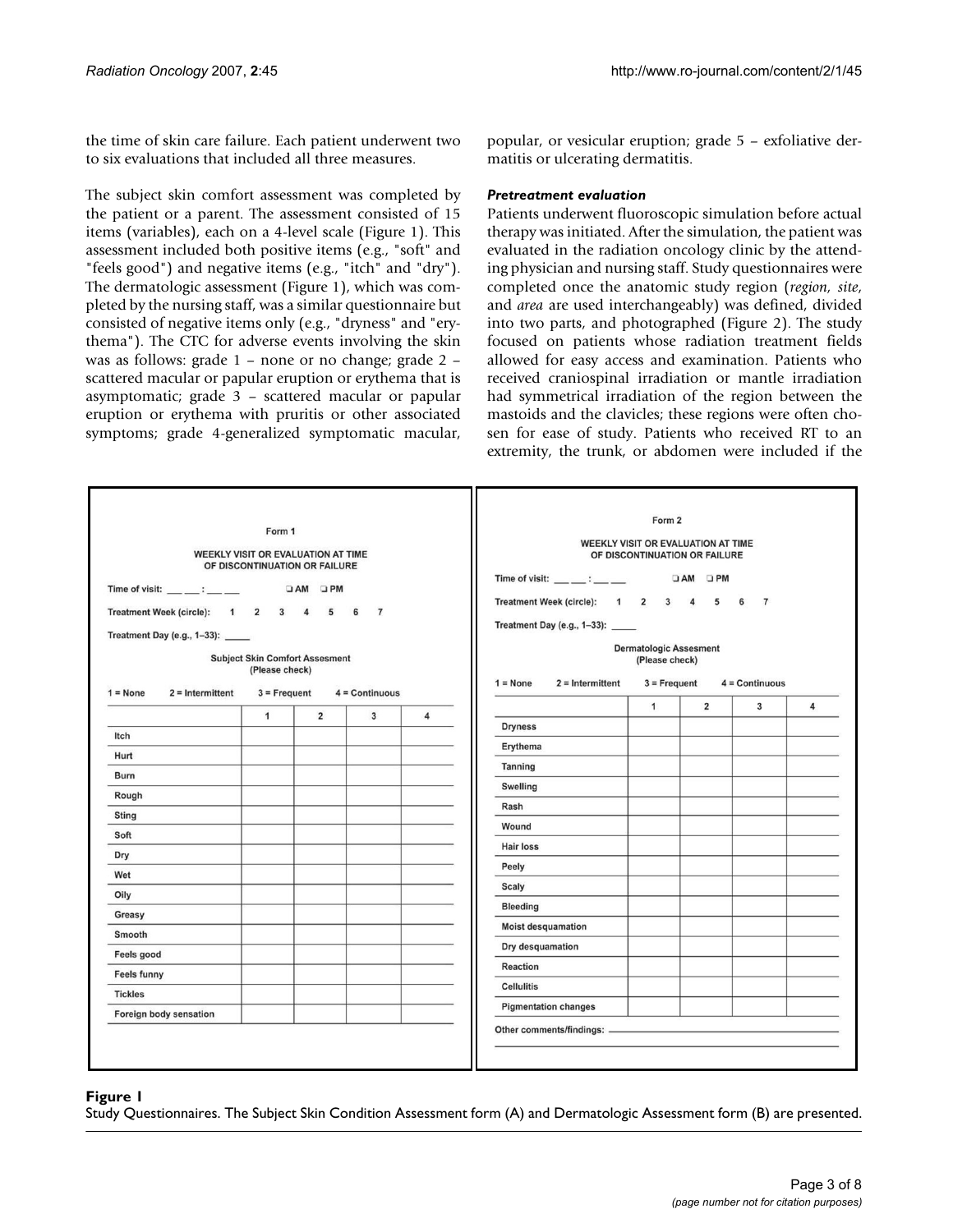the time of skin care failure. Each patient underwent two to six evaluations that included all three measures.

The subject skin comfort assessment was completed by the patient or a parent. The assessment consisted of 15 items (variables), each on a 4-level scale (Figure 1). This assessment included both positive items (e.g., "soft" and "feels good") and negative items (e.g., "itch" and "dry"). The dermatologic assessment (Figure 1), which was completed by the nursing staff, was a similar questionnaire but consisted of negative items only (e.g., "dryness" and "erythema"). The CTC for adverse events involving the skin was as follows: grade 1 – none or no change; grade 2 – scattered macular or papular eruption or erythema that is asymptomatic; grade 3 – scattered macular or papular eruption or erythema with pruritis or other associated symptoms; grade 4-generalized symptomatic macular, popular, or vesicular eruption; grade 5 – exfoliative dermatitis or ulcerating dermatitis.

### *Pretreatment evaluation*

Patients underwent fluoroscopic simulation before actual therapy was initiated. After the simulation, the patient was evaluated in the radiation oncology clinic by the attending physician and nursing staff. Study questionnaires were completed once the anatomic study region (*region*, *site*, and *area* are used interchangeably) was defined, divided into two parts, and photographed (Figure 2). The study focused on patients whose radiation treatment fields allowed for easy access and examination. Patients who received craniospinal irradiation or mantle irradiation had symmetrical irradiation of the region between the mastoids and the clavicles; these regions were often chosen for ease of study. Patients who received RT to an extremity, the trunk, or abdomen were included if the

Form 1

WEEKLY VISIT OR EVALUATION AT TIME OF DISCONTINUATION OR FAILURE

Time of visit: ___ ___ : ___ ___ ❑ AM ❑ PM

Treatment Week (circle): 1 2 3 4 5 6 7

Treatment Day (e.g., 1–33): _____

Subject Skin Comfort Assesment (Please check)

1 = None 2 = Intermittent 3 = Frequent 4 = Continuous

| | 1 | 2 | 3 | 4 |
|---|---|---|---|---|
| Itch | | | | |
| Hurt | | | | |
| Burn | | | | |
| Rough | | | | |
| Sting | | | | |
| Soft | | | | |
| Dry | | | | |
| Wet | | | | |
| Oily | | | | |
| Greasy | | | | |
| Smooth | | | | |
| Feels good | | | | |
| Feels funny | | | | |
| Tickles | | | | |
| Foreign body sensation | | | | |

Form 2

WEEKLY VISIT OR EVALUATION AT TIME OF DISCONTINUATION OR FAILURE

Time of visit: ___ ___ : ___ ___ ❑ AM ❑ PM

Treatment Week (circle): 1 2 3 4 5 6 7

Treatment Day (e.g., 1–33): _____

Dermatologic Assesment (Please check)

1 = None 2 = Intermittent 3 = Frequent 4 = Continuous

| | 1 | 2 | 3 | 4 |
|---|---|---|---|---|
| Dryness | | | | |
| Erythema | | | | |
| Tanning | | | | |
| Swelling | | | | |
| Rash | | | | |
| Wound | | | | |
| Hair loss | | | | |
| Peely | | | | |
| Scaly | | | | |
| Bleeding | | | | |
| Moist desquamation | | | | |
| Dry desquamation | | | | |
| Reaction | | | | |
| Cellulitis | | | | |
| Pigmentation changes | | | | |

Other comments/findings: ___________________________

**Figure 1**
Study Questionnaires. The Subject Skin Condition Assessment form (A) and Dermatologic Assessment form (B) are presented.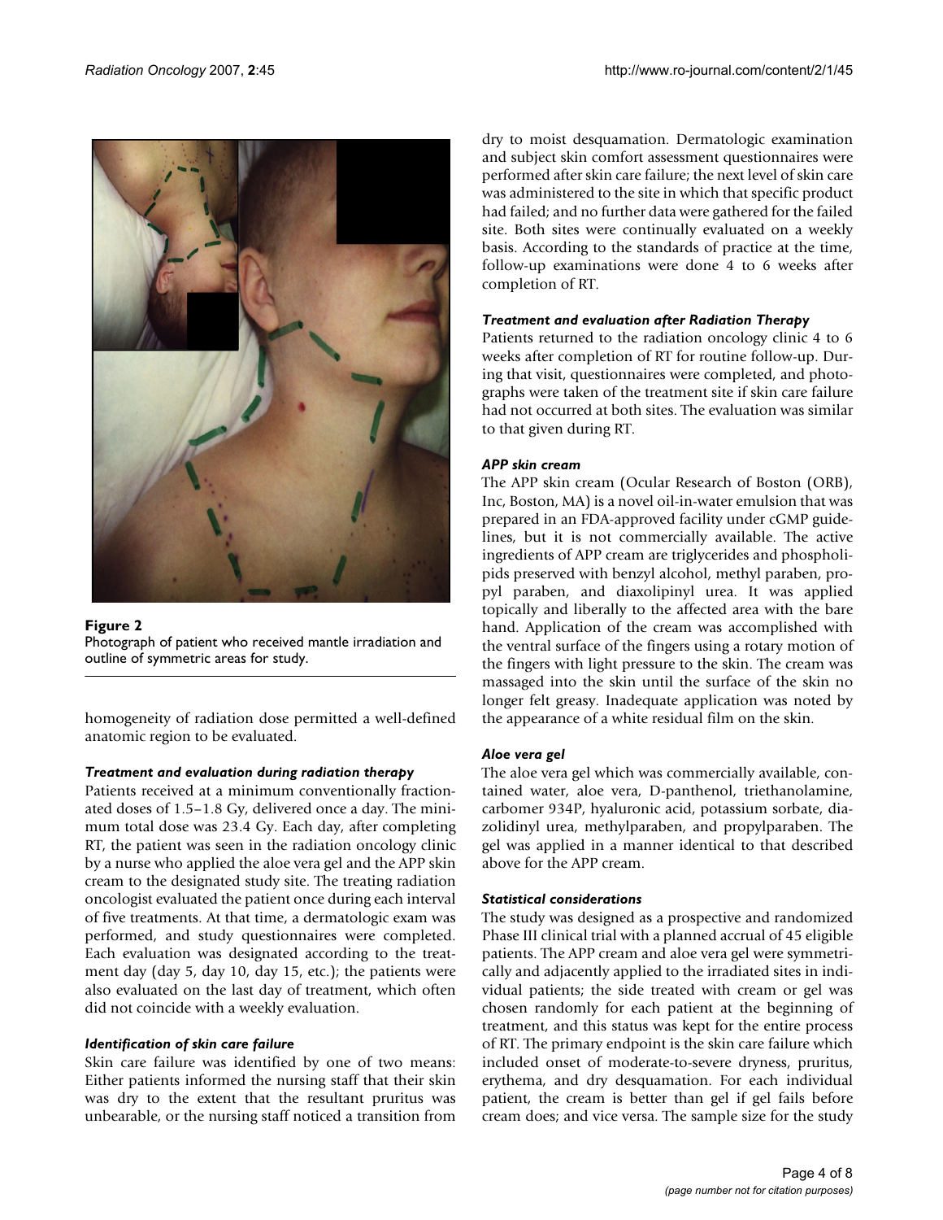**Figure 2**
Photograph of patient who received mantle irradiation and outline of symmetric areas for study.

homogeneity of radiation dose permitted a well-defined anatomic region to be evaluated.

### *Treatment and evaluation during radiation therapy*

Patients received at a minimum conventionally fractionated doses of 1.5–1.8 Gy, delivered once a day. The minimum total dose was 23.4 Gy. Each day, after completing RT, the patient was seen in the radiation oncology clinic by a nurse who applied the aloe vera gel and the APP skin cream to the designated study site. The treating radiation oncologist evaluated the patient once during each interval of five treatments. At that time, a dermatologic exam was performed, and study questionnaires were completed. Each evaluation was designated according to the treatment day (day 5, day 10, day 15, etc.); the patients were also evaluated on the last day of treatment, which often did not coincide with a weekly evaluation.

### *Identification of skin care failure*

Skin care failure was identified by one of two means: Either patients informed the nursing staff that their skin was dry to the extent that the resultant pruritus was unbearable, or the nursing staff noticed a transition from dry to moist desquamation. Dermatologic examination and subject skin comfort assessment questionnaires were performed after skin care failure; the next level of skin care was administered to the site in which that specific product had failed; and no further data were gathered for the failed site. Both sites were continually evaluated on a weekly basis. According to the standards of practice at the time, follow-up examinations were done 4 to 6 weeks after completion of RT.

### *Treatment and evaluation after Radiation Therapy*

Patients returned to the radiation oncology clinic 4 to 6 weeks after completion of RT for routine follow-up. During that visit, questionnaires were completed, and photographs were taken of the treatment site if skin care failure had not occurred at both sites. The evaluation was similar to that given during RT.

### *APP skin cream*

The APP skin cream (Ocular Research of Boston (ORB), Inc, Boston, MA) is a novel oil-in-water emulsion that was prepared in an FDA-approved facility under cGMP guidelines, but it is not commercially available. The active ingredients of APP cream are triglycerides and phospholipids preserved with benzyl alcohol, methyl paraben, propyl paraben, and diaxolipinyl urea. It was applied topically and liberally to the affected area with the bare hand. Application of the cream was accomplished with the ventral surface of the fingers using a rotary motion of the fingers with light pressure to the skin. The cream was massaged into the skin until the surface of the skin no longer felt greasy. Inadequate application was noted by the appearance of a white residual film on the skin.

### *Aloe vera gel*

The aloe vera gel which was commercially available, contained water, aloe vera, D-panthenol, triethanolamine, carbomer 934P, hyaluronic acid, potassium sorbate, diazolidinyl urea, methylparaben, and propylparaben. The gel was applied in a manner identical to that described above for the APP cream.

### *Statistical considerations*

The study was designed as a prospective and randomized Phase III clinical trial with a planned accrual of 45 eligible patients. The APP cream and aloe vera gel were symmetrically and adjacently applied to the irradiated sites in individual patients; the side treated with cream or gel was chosen randomly for each patient at the beginning of treatment, and this status was kept for the entire process of RT. The primary endpoint is the skin care failure which included onset of moderate-to-severe dryness, pruritus, erythema, and dry desquamation. For each individual patient, the cream is better than gel if gel fails before cream does; and vice versa. The sample size for the study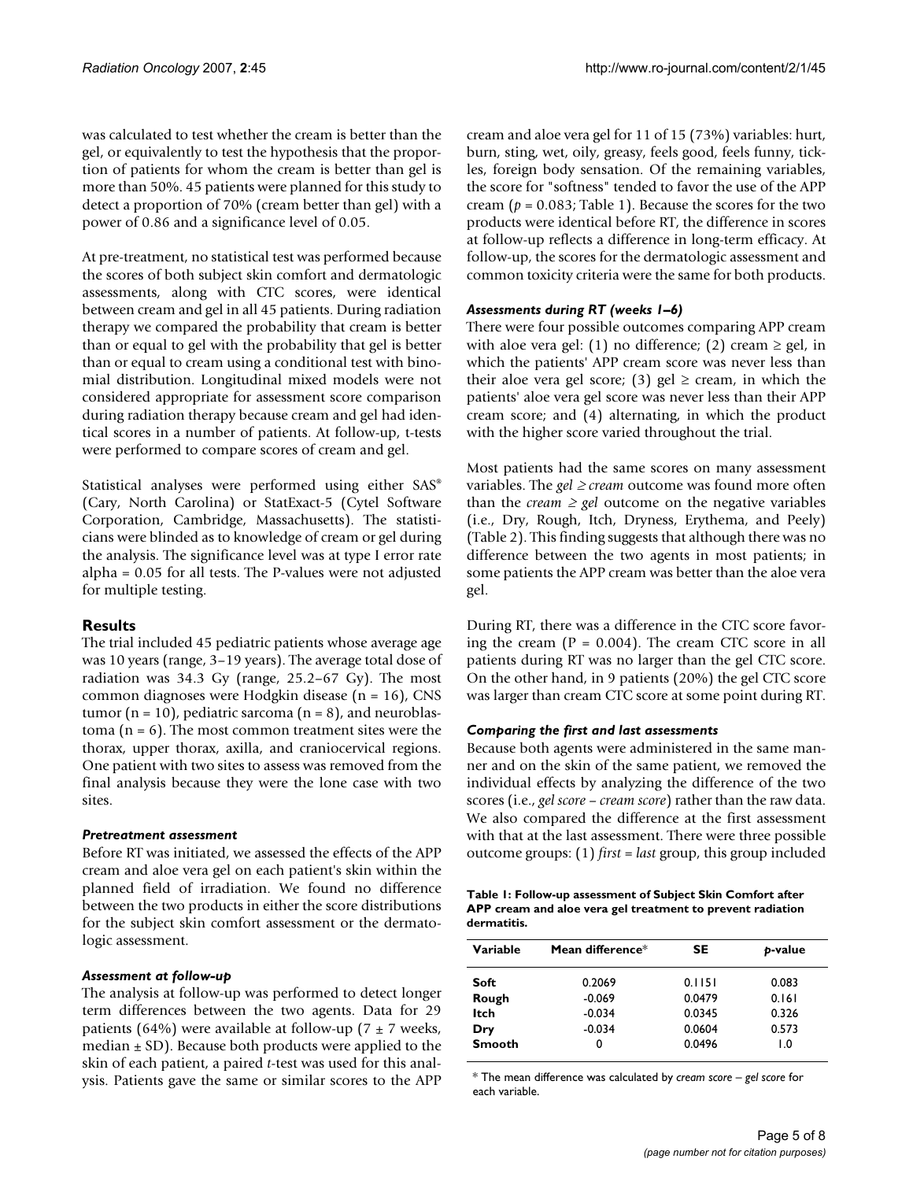was calculated to test whether the cream is better than the gel, or equivalently to test the hypothesis that the proportion of patients for whom the cream is better than gel is more than 50%. 45 patients were planned for this study to detect a proportion of 70% (cream better than gel) with a power of 0.86 and a significance level of 0.05.

At pre-treatment, no statistical test was performed because the scores of both subject skin comfort and dermatologic assessments, along with CTC scores, were identical between cream and gel in all 45 patients. During radiation therapy we compared the probability that cream is better than or equal to gel with the probability that gel is better than or equal to cream using a conditional test with binomial distribution. Longitudinal mixed models were not considered appropriate for assessment score comparison during radiation therapy because cream and gel had identical scores in a number of patients. At follow-up, t-tests were performed to compare scores of cream and gel.

Statistical analyses were performed using either SAS® (Cary, North Carolina) or StatExact-5 (Cytel Software Corporation, Cambridge, Massachusetts). The statisticians were blinded as to knowledge of cream or gel during the analysis. The significance level was at type I error rate alpha = 0.05 for all tests. The P-values were not adjusted for multiple testing.

## Results

The trial included 45 pediatric patients whose average age was 10 years (range, 3–19 years). The average total dose of radiation was 34.3 Gy (range, 25.2–67 Gy). The most common diagnoses were Hodgkin disease (n = 16), CNS tumor (n = 10), pediatric sarcoma (n = 8), and neuroblastoma (n = 6). The most common treatment sites were the thorax, upper thorax, axilla, and craniocervical regions. One patient with two sites to assess was removed from the final analysis because they were the lone case with two sites.

### *Pretreatment assessment*

Before RT was initiated, we assessed the effects of the APP cream and aloe vera gel on each patient's skin within the planned field of irradiation. We found no difference between the two products in either the score distributions for the subject skin comfort assessment or the dermatologic assessment.

### *Assessment at follow-up*

The analysis at follow-up was performed to detect longer term differences between the two agents. Data for 29 patients (64%) were available at follow-up (7 ± 7 weeks, median ± SD). Because both products were applied to the skin of each patient, a paired *t*-test was used for this analysis. Patients gave the same or similar scores to the APP cream and aloe vera gel for 11 of 15 (73%) variables: hurt, burn, sting, wet, oily, greasy, feels good, feels funny, tickles, foreign body sensation. Of the remaining variables, the score for "softness" tended to favor the use of the APP cream ($p = 0.083$; Table 1). Because the scores for the two products were identical before RT, the difference in scores at follow-up reflects a difference in long-term efficacy. At follow-up, the scores for the dermatologic assessment and common toxicity criteria were the same for both products.

### *Assessments during RT (weeks 1–6)*

There were four possible outcomes comparing APP cream with aloe vera gel: (1) no difference; (2) cream ≥ gel, in which the patients' APP cream score was never less than their aloe vera gel score; (3) gel ≥ cream, in which the patients' aloe vera gel score was never less than their APP cream score; and (4) alternating, in which the product with the higher score varied throughout the trial.

Most patients had the same scores on many assessment variables. The *gel ≥ cream* outcome was found more often than the *cream ≥ gel* outcome on the negative variables (i.e., Dry, Rough, Itch, Dryness, Erythema, and Peely) (Table 2). This finding suggests that although there was no difference between the two agents in most patients; in some patients the APP cream was better than the aloe vera gel.

During RT, there was a difference in the CTC score favoring the cream ($P = 0.004$). The cream CTC score in all patients during RT was no larger than the gel CTC score. On the other hand, in 9 patients (20%) the gel CTC score was larger than cream CTC score at some point during RT.

### *Comparing the first and last assessments*

Because both agents were administered in the same manner and on the skin of the same patient, we removed the individual effects by analyzing the difference of the two scores (i.e., *gel score – cream score*) rather than the raw data. We also compared the difference at the first assessment with that at the last assessment. There were three possible outcome groups: (1) *first = last* group, this group included

**Table 1: Follow-up assessment of Subject Skin Comfort after APP cream and aloe vera gel treatment to prevent radiation dermatitis.**

| Variable | Mean difference* | SE | *p*-value |
|---|---|---|---|
| **Soft** | 0.2069 | 0.1151 | 0.083 |
| **Rough** | -0.069 | 0.0479 | 0.161 |
| **Itch** | -0.034 | 0.0345 | 0.326 |
| **Dry** | -0.034 | 0.0604 | 0.573 |
| **Smooth** | 0 | 0.0496 | 1.0 |

* The mean difference was calculated by *cream score – gel score* for each variable.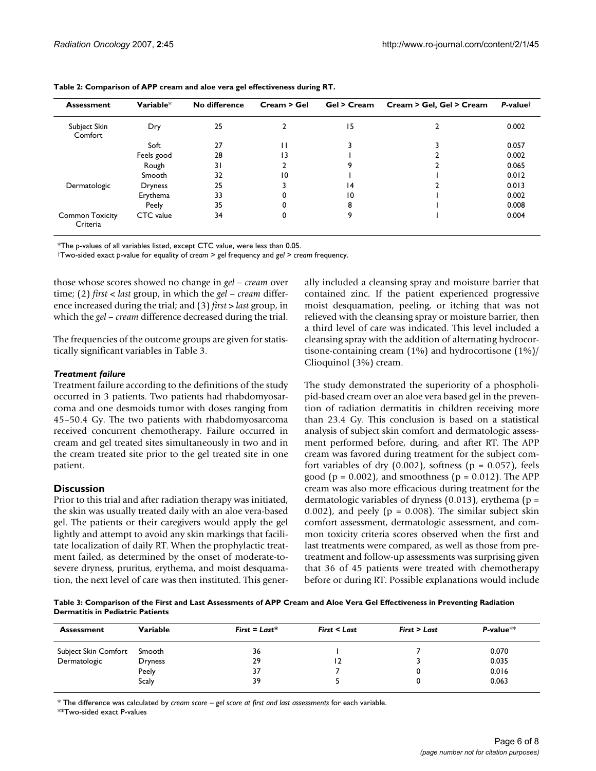**Table 2: Comparison of APP cream and aloe vera gel effectiveness during RT.**

| Assessment | Variable* | No difference | Cream > Gel | Gel > Cream | Cream > Gel, Gel > Cream | *P*-value† |
| --- | --- | --- | --- | --- | --- | --- |
| Subject Skin Comfort | Dry | 25 | 2 | 15 | 2 | 0.002 |
| | Soft | 27 | 11 | 3 | 3 | 0.057 |
| | Feels good | 28 | 13 | 1 | 2 | 0.002 |
| | Rough | 31 | 2 | 9 | 2 | 0.065 |
| | Smooth | 32 | 10 | 1 | 1 | 0.012 |
| Dermatologic | Dryness | 25 | 3 | 14 | 2 | 0.013 |
| | Erythema | 33 | 0 | 10 | 1 | 0.002 |
| | Peely | 35 | 0 | 8 | 1 | 0.008 |
| Common Toxicity Criteria | CTC value | 34 | 0 | 9 | 1 | 0.004 |

*The p-values of all variables listed, except CTC value, were less than 0.05.
†Two-sided exact *p*-value for equality of *cream > gel* frequency and *gel > cream* frequency.

those whose scores showed no change in *gel – cream* over time; (2) *first < last* group, in which the *gel – cream* difference increased during the trial; and (3) *first > last* group, in which the *gel – cream* difference decreased during the trial.

The frequencies of the outcome groups are given for statistically significant variables in Table 3.

### *Treatment failure*

Treatment failure according to the definitions of the study occurred in 3 patients. Two patients had rhabdomyosarcoma and one desmoids tumor with doses ranging from 45–50.4 Gy. The two patients with rhabdomyosarcoma received concurrent chemotherapy. Failure occurred in cream and gel treated sites simultaneously in two and in the cream treated site prior to the gel treated site in one patient.

## Discussion

Prior to this trial and after radiation therapy was initiated, the skin was usually treated daily with an aloe vera-based gel. The patients or their caregivers would apply the gel lightly and attempt to avoid any skin markings that facilitate localization of daily RT. When the prophylactic treatment failed, as determined by the onset of moderate-to-severe dryness, pruritus, erythema, and moist desquamation, the next level of care was then instituted. This generally included a cleansing spray and moisture barrier that contained zinc. If the patient experienced progressive moist desquamation, peeling, or itching that was not relieved with the cleansing spray or moisture barrier, then a third level of care was indicated. This level included a cleansing spray with the addition of alternating hydrocortisone-containing cream (1%) and hydrocortisone (1%)/ Clioquinol (3%) cream.

The study demonstrated the superiority of a phospholipid-based cream over an aloe vera based gel in the prevention of radiation dermatitis in children receiving more than 23.4 Gy. This conclusion is based on a statistical analysis of subject skin comfort and dermatologic assessment performed before, during, and after RT. The APP cream was favored during treatment for the subject comfort variables of dry (0.002), softness ($p = 0.057$), feels good ($p = 0.002$), and smoothness ($p = 0.012$). The APP cream was also more efficacious during treatment for the dermatologic variables of dryness (0.013), erythema ($p = 0.002$), and peely ($p = 0.008$). The similar subject skin comfort assessment, dermatologic assessment, and common toxicity criteria scores observed when the first and last treatments were compared, as well as those from pretreatment and follow-up assessments was surprising given that 36 of 45 patients were treated with chemotherapy before or during RT. Possible explanations would include

**Table 3: Comparison of the First and Last Assessments of APP Cream and Aloe Vera Gel Effectiveness in Preventing Radiation Dermatitis in Pediatric Patients**

| Assessment | Variable | *First = Last** | *First < Last* | *First > Last* | *P*-value** |
| --- | --- | --- | --- | --- | --- |
| Subject Skin Comfort | Smooth | 36 | 1 | 7 | 0.070 |
| Dermatologic | Dryness | 29 | 12 | 3 | 0.035 |
| | Peely | 37 | 7 | 0 | 0.016 |
| | Scaly | 39 | 5 | 0 | 0.063 |

* The difference was calculated by *cream score – gel score at first and last assessments* for each variable.
**Two-sided exact P-values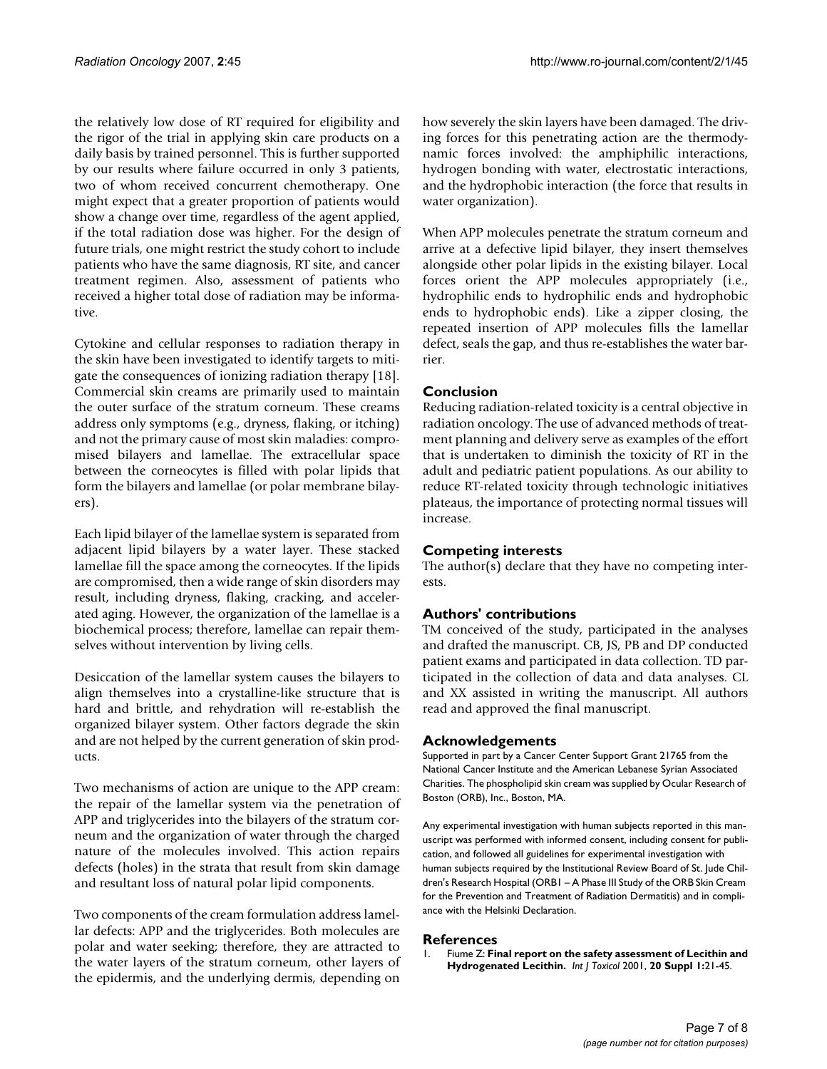the relatively low dose of RT required for eligibility and the rigor of the trial in applying skin care products on a daily basis by trained personnel. This is further supported by our results where failure occurred in only 3 patients, two of whom received concurrent chemotherapy. One might expect that a greater proportion of patients would show a change over time, regardless of the agent applied, if the total radiation dose was higher. For the design of future trials, one might restrict the study cohort to include patients who have the same diagnosis, RT site, and cancer treatment regimen. Also, assessment of patients who received a higher total dose of radiation may be informative.

Cytokine and cellular responses to radiation therapy in the skin have been investigated to identify targets to mitigate the consequences of ionizing radiation therapy [18]. Commercial skin creams are primarily used to maintain the outer surface of the stratum corneum. These creams address only symptoms (e.g., dryness, flaking, or itching) and not the primary cause of most skin maladies: compromised bilayers and lamellae. The extracellular space between the corneocytes is filled with polar lipids that form the bilayers and lamellae (or polar membrane bilayers).

Each lipid bilayer of the lamellae system is separated from adjacent lipid bilayers by a water layer. These stacked lamellae fill the space among the corneocytes. If the lipids are compromised, then a wide range of skin disorders may result, including dryness, flaking, cracking, and accelerated aging. However, the organization of the lamellae is a biochemical process; therefore, lamellae can repair themselves without intervention by living cells.

Desiccation of the lamellar system causes the bilayers to align themselves into a crystalline-like structure that is hard and brittle, and rehydration will re-establish the organized bilayer system. Other factors degrade the skin and are not helped by the current generation of skin products.

Two mechanisms of action are unique to the APP cream: the repair of the lamellar system via the penetration of APP and triglycerides into the bilayers of the stratum corneum and the organization of water through the charged nature of the molecules involved. This action repairs defects (holes) in the strata that result from skin damage and resultant loss of natural polar lipid components.

Two components of the cream formulation address lamellar defects: APP and the triglycerides. Both molecules are polar and water seeking; therefore, they are attracted to the water layers of the stratum corneum, other layers of the epidermis, and the underlying dermis, depending on how severely the skin layers have been damaged. The driving forces for this penetrating action are the thermodynamic forces involved: the amphiphilic interactions, hydrogen bonding with water, electrostatic interactions, and the hydrophobic interaction (the force that results in water organization).

When APP molecules penetrate the stratum corneum and arrive at a defective lipid bilayer, they insert themselves alongside other polar lipids in the existing bilayer. Local forces orient the APP molecules appropriately (i.e., hydrophilic ends to hydrophilic ends and hydrophobic ends to hydrophobic ends). Like a zipper closing, the repeated insertion of APP molecules fills the lamellar defect, seals the gap, and thus re-establishes the water barrier.

## Conclusion

Reducing radiation-related toxicity is a central objective in radiation oncology. The use of advanced methods of treatment planning and delivery serve as examples of the effort that is undertaken to diminish the toxicity of RT in the adult and pediatric patient populations. As our ability to reduce RT-related toxicity through technologic initiatives plateaus, the importance of protecting normal tissues will increase.

## Competing interests

The author(s) declare that they have no competing interests.

## Authors' contributions

TM conceived of the study, participated in the analyses and drafted the manuscript. CB, JS, PB and DP conducted patient exams and participated in data collection. TD participated in the collection of data and data analyses. CL and XX assisted in writing the manuscript. All authors read and approved the final manuscript.

## Acknowledgements

Supported in part by a Cancer Center Support Grant 21765 from the National Cancer Institute and the American Lebanese Syrian Associated Charities. The phospholipid skin cream was supplied by Ocular Research of Boston (ORB), Inc., Boston, MA.

Any experimental investigation with human subjects reported in this manuscript was performed with informed consent, including consent for publication, and followed all guidelines for experimental investigation with human subjects required by the Institutional Review Board of St. Jude Children's Research Hospital (ORB1 – A Phase III Study of the ORB Skin Cream for the Prevention and Treatment of Radiation Dermatitis) and in compliance with the Helsinki Declaration.

## References

1. Fiume Z: **Final report on the safety assessment of Lecithin and Hydrogenated Lecithin.** *Int J Toxicol* 2001, **20 Suppl 1:**21-45.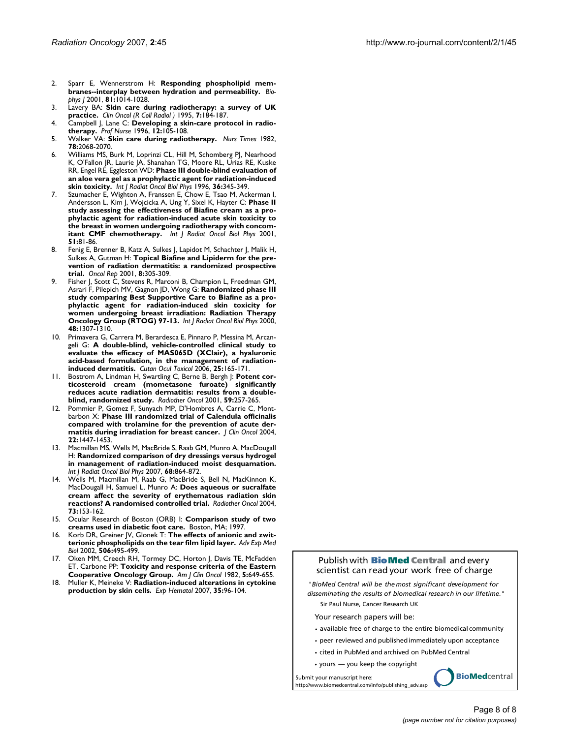2. Sparr E, Wennerstrom H: **Responding phospholipid membranes--interplay between hydration and permeability.** *Biophys J* 2001, **81:**1014-1028.
3. Lavery BA: **Skin care during radiotherapy: a survey of UK practice.** *Clin Oncol (R Coll Radiol )* 1995, **7:**184-187.
4. Campbell J, Lane C: **Developing a skin-care protocol in radiotherapy.** *Prof Nurse* 1996, **12:**105-108.
5. Walker VA: **Skin care during radiotherapy.** *Nurs Times* 1982, **78:**2068-2070.
6. Williams MS, Burk M, Loprinzi CL, Hill M, Schomberg PJ, Nearhood K, O'Fallon JR, Laurie JA, Shanahan TG, Moore RL, Urias RE, Kuske RR, Engel RE, Eggleston WD: **Phase III double-blind evaluation of an aloe vera gel as a prophylactic agent for radiation-induced skin toxicity.** *Int J Radiat Oncol Biol Phys* 1996, **36:**345-349.
7. Szumacher E, Wighton A, Franssen E, Chow E, Tsao M, Ackerman I, Andersson L, Kim J, Wojcicka A, Ung Y, Sixel K, Hayter C: **Phase II study assessing the effectiveness of Biafine cream as a prophylactic agent for radiation-induced acute skin toxicity to the breast in women undergoing radiotherapy with concomitant CMF chemotherapy.** *Int J Radiat Oncol Biol Phys* 2001, **51:**81-86.
8. Fenig E, Brenner B, Katz A, Sulkes J, Lapidot M, Schachter J, Malik H, Sulkes A, Gutman H: **Topical Biafine and Lipiderm for the prevention of radiation dermatitis: a randomized prospective trial.** *Oncol Rep* 2001, **8:**305-309.
9. Fisher J, Scott C, Stevens R, Marconi B, Champion L, Freedman GM, Asrari F, Pilepich MV, Gagnon JD, Wong G: **Randomized phase III study comparing Best Supportive Care to Biafine as a prophylactic agent for radiation-induced skin toxicity for women undergoing breast irradiation: Radiation Therapy Oncology Group (RTOG) 97-13.** *Int J Radiat Oncol Biol Phys* 2000, **48:**1307-1310.
10. Primavera G, Carrera M, Berardesca E, Pinnaro P, Messina M, Arcangeli G: **A double-blind, vehicle-controlled clinical study to evaluate the efficacy of MAS065D (XClair), a hyaluronic acid-based formulation, in the management of radiation-induced dermatitis.** *Cutan Ocul Toxicol* 2006, **25:**165-171.
11. Bostrom A, Lindman H, Swartling C, Berne B, Bergh J: **Potent corticosteroid cream (mometasone furoate) significantly reduces acute radiation dermatitis: results from a double-blind, randomized study.** *Radiother Oncol* 2001, **59:**257-265.
12. Pommier P, Gomez F, Sunyach MP, D'Hombres A, Carrie C, Montbarbon X: **Phase III randomized trial of Calendula officinalis compared with trolamine for the prevention of acute dermatitis during irradiation for breast cancer.** *J Clin Oncol* 2004, **22:**1447-1453.
13. Macmillan MS, Wells M, MacBride S, Raab GM, Munro A, MacDougall H: **Randomized comparison of dry dressings versus hydrogel in management of radiation-induced moist desquamation.** *Int J Radiat Oncol Biol Phys* 2007, **68:**864-872.
14. Wells M, Macmillan M, Raab G, MacBride S, Bell N, MacKinnon K, MacDougall H, Samuel L, Munro A: **Does aqueous or sucralfate cream affect the severity of erythematous radiation skin reactions? A randomised controlled trial.** *Radiother Oncol* 2004, **73:**153-162.
15. Ocular Research of Boston (ORB) I: **Comparison study of two creams used in diabetic foot care.** Boston, MA; 1997.
16. Korb DR, Greiner JV, Glonek T: **The effects of anionic and zwitterionic phospholipids on the tear film lipid layer.** *Adv Exp Med Biol* 2002, **506:**495-499.
17. Oken MM, Creech RH, Tormey DC, Horton J, Davis TE, McFadden ET, Carbone PP: **Toxicity and response criteria of the Eastern Cooperative Oncology Group.** *Am J Clin Oncol* 1982, **5:**649-655.
18. Muller K, Meineke V: **Radiation-induced alterations in cytokine production by skin cells.** *Exp Hematol* 2007, **35:**96-104.

Publish with **BioMed Central** and every scientist can read your work free of charge

*"BioMed Central will be the most significant development for disseminating the results of biomedical research in our lifetime."*
Sir Paul Nurse, Cancer Research UK

Your research papers will be:

- available free of charge to the entire biomedical community
- peer reviewed and published immediately upon acceptance
- cited in PubMed and archived on PubMed Central
- yours — you keep the copyright

Submit your manuscript here:
http://www.biomedcentral.com/info/publishing_adv.asp

BioMedcentral